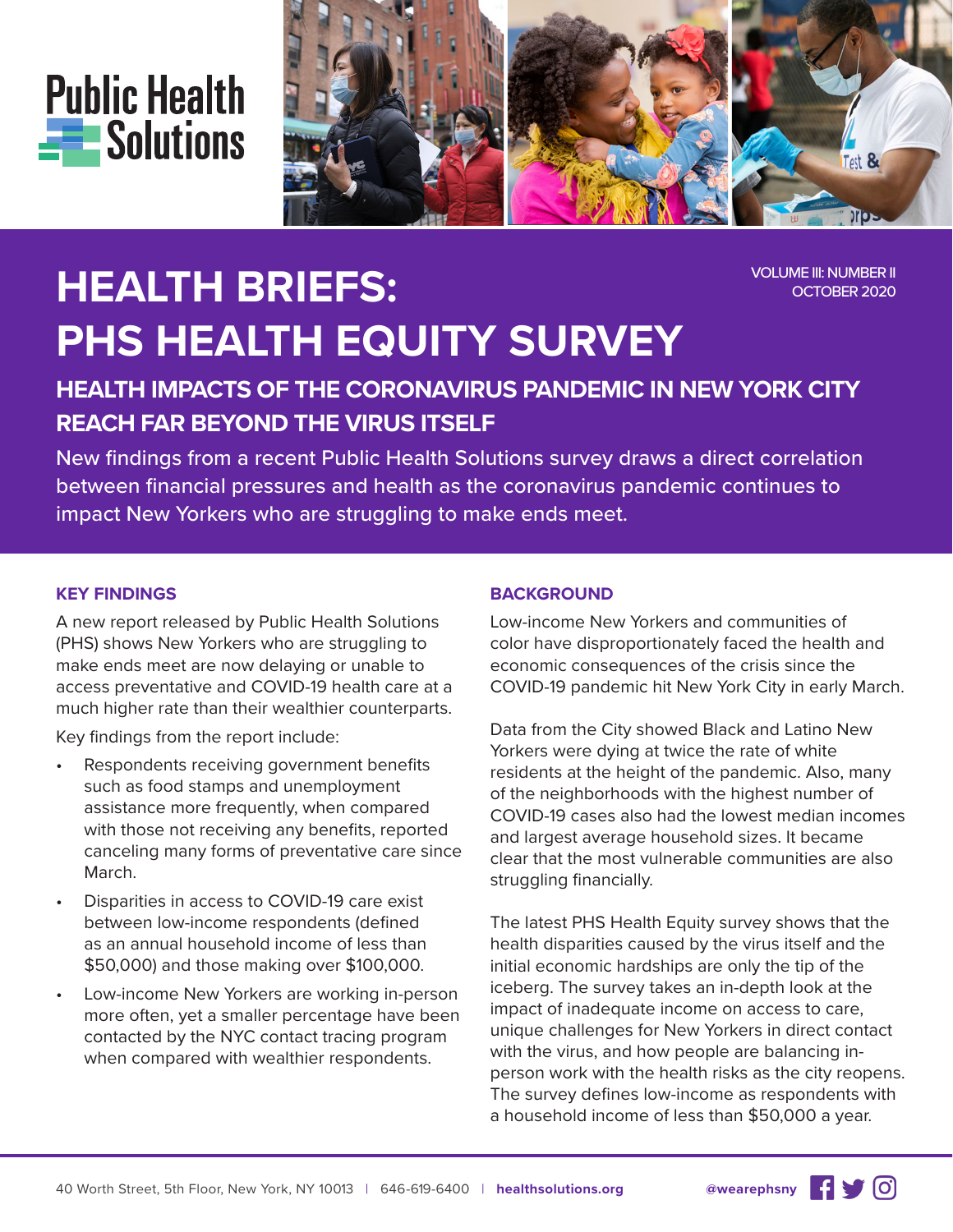Public Health Solutions

VOLUME III: NUMBER II
OCTOBER 2020

# HEALTH BRIEFS: PHS HEALTH EQUITY SURVEY

## HEALTH IMPACTS OF THE CORONAVIRUS PANDEMIC IN NEW YORK CITY REACH FAR BEYOND THE VIRUS ITSELF

New findings from a recent Public Health Solutions survey draws a direct correlation between financial pressures and health as the coronavirus pandemic continues to impact New Yorkers who are struggling to make ends meet.

### KEY FINDINGS

A new report released by Public Health Solutions (PHS) shows New Yorkers who are struggling to make ends meet are now delaying or unable to access preventative and COVID-19 health care at a much higher rate than their wealthier counterparts.

Key findings from the report include:

- Respondents receiving government benefits such as food stamps and unemployment assistance more frequently, when compared with those not receiving any benefits, reported canceling many forms of preventative care since March.
- Disparities in access to COVID-19 care exist between low-income respondents (defined as an annual household income of less than $50,000) and those making over $100,000.
- Low-income New Yorkers are working in-person more often, yet a smaller percentage have been contacted by the NYC contact tracing program when compared with wealthier respondents.

### BACKGROUND

Low-income New Yorkers and communities of color have disproportionately faced the health and economic consequences of the crisis since the COVID-19 pandemic hit New York City in early March.

Data from the City showed Black and Latino New Yorkers were dying at twice the rate of white residents at the height of the pandemic. Also, many of the neighborhoods with the highest number of COVID-19 cases also had the lowest median incomes and largest average household sizes. It became clear that the most vulnerable communities are also struggling financially.

The latest PHS Health Equity survey shows that the health disparities caused by the virus itself and the initial economic hardships are only the tip of the iceberg. The survey takes an in-depth look at the impact of inadequate income on access to care, unique challenges for New Yorkers in direct contact with the virus, and how people are balancing in-person work with the health risks as the city reopens. The survey defines low-income as respondents with a household income of less than $50,000 a year.

40 Worth Street, 5th Floor, New York, NY 10013 | 646-619-6400 | healthsolutions.org | @wearephsny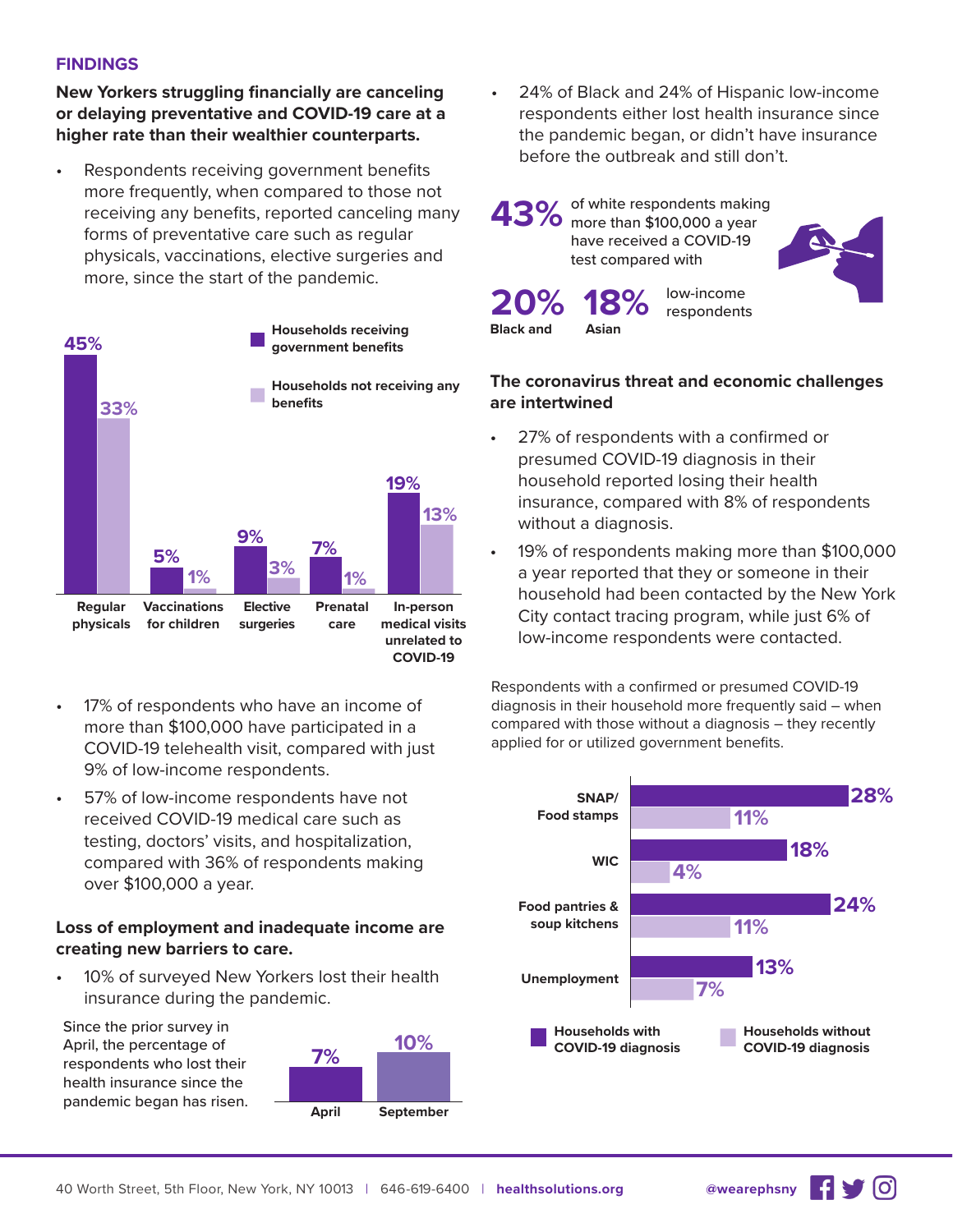## FINDINGS

### New Yorkers struggling financially are canceling or delaying preventative and COVID-19 care at a higher rate than their wealthier counterparts.

- Respondents receiving government benefits more frequently, when compared to those not receiving any benefits, reported canceling many forms of preventative care such as regular physicals, vaccinations, elective surgeries and more, since the start of the pandemic.

| | Households receiving government benefits | Households not receiving any benefits |
|---|---|---|
| Regular physicals | 45% | 33% |
| Vaccinations for children | 5% | 1% |
| Elective surgeries | 9% | 3% |
| Prenatal care | 7% | 1% |
| In-person medical visits unrelated to COVID-19 | 19% | 13% |

- 17% of respondents who have an income of more than $100,000 have participated in a COVID-19 telehealth visit, compared with just 9% of low-income respondents.
- 57% of low-income respondents have not received COVID-19 medical care such as testing, doctors' visits, and hospitalization, compared with 36% of respondents making over $100,000 a year.

### Loss of employment and inadequate income are creating new barriers to care.

- 10% of surveyed New Yorkers lost their health insurance during the pandemic.

Since the prior survey in April, the percentage of respondents who lost their health insurance since the pandemic began has risen.

| April | September |
|---|---|
| 7% | 10% |

- 24% of Black and 24% of Hispanic low-income respondents either lost health insurance since the pandemic began, or didn't have insurance before the outbreak and still don't.

**43%** of white respondents making more than $100,000 a year have received a COVID-19 test compared with **20%** Black and **18%** Asian low-income respondents

### The coronavirus threat and economic challenges are intertwined

- 27% of respondents with a confirmed or presumed COVID-19 diagnosis in their household reported losing their health insurance, compared with 8% of respondents without a diagnosis.
- 19% of respondents making more than $100,000 a year reported that they or someone in their household had been contacted by the New York City contact tracing program, while just 6% of low-income respondents were contacted.

Respondents with a confirmed or presumed COVID-19 diagnosis in their household more frequently said – when compared with those without a diagnosis – they recently applied for or utilized government benefits.

| | Households with COVID-19 diagnosis | Households without COVID-19 diagnosis |
|---|---|---|
| SNAP/ Food stamps | 28% | 11% |
| WIC | 18% | 4% |
| Food pantries & soup kitchens | 24% | 11% |
| Unemployment | 13% | 7% |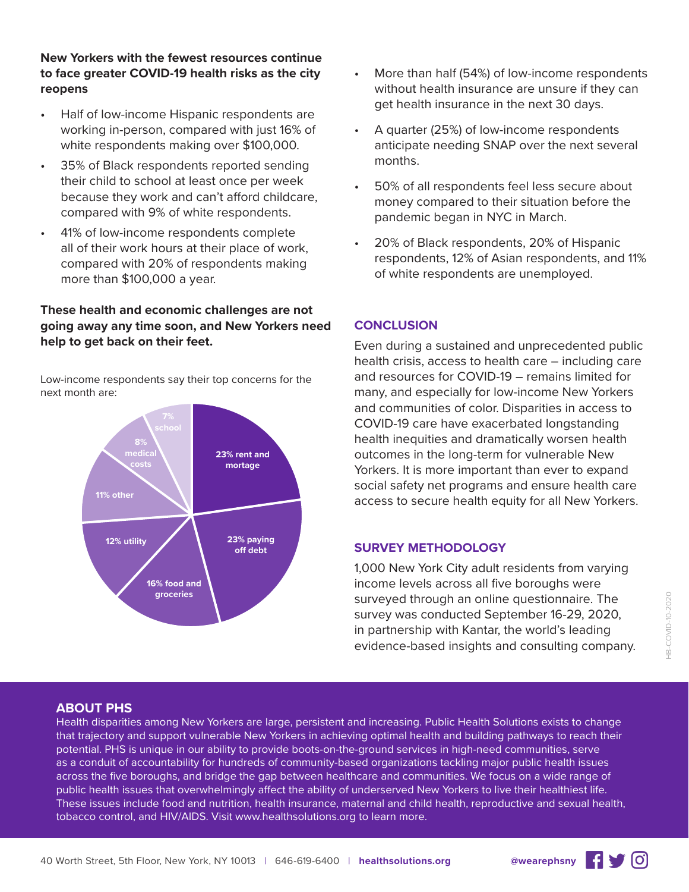**New Yorkers with the fewest resources continue to face greater COVID-19 health risks as the city reopens**

- Half of low-income Hispanic respondents are working in-person, compared with just 16% of white respondents making over $100,000.
- 35% of Black respondents reported sending their child to school at least once per week because they work and can't afford childcare, compared with 9% of white respondents.
- 41% of low-income respondents complete all of their work hours at their place of work, compared with 20% of respondents making more than $100,000 a year.

**These health and economic challenges are not going away any time soon, and New Yorkers need help to get back on their feet.**

Low-income respondents say their top concerns for the next month are:

23% rent and mortage
23% paying off debt
16% food and groceries
12% utility
11% other
8% medical costs
7% school

- More than half (54%) of low-income respondents without health insurance are unsure if they can get health insurance in the next 30 days.
- A quarter (25%) of low-income respondents anticipate needing SNAP over the next several months.
- 50% of all respondents feel less secure about money compared to their situation before the pandemic began in NYC in March.
- 20% of Black respondents, 20% of Hispanic respondents, 12% of Asian respondents, and 11% of white respondents are unemployed.

## CONCLUSION

Even during a sustained and unprecedented public health crisis, access to health care – including care and resources for COVID-19 – remains limited for many, and especially for low-income New Yorkers and communities of color. Disparities in access to COVID-19 care have exacerbated longstanding health inequities and dramatically worsen health outcomes in the long-term for vulnerable New Yorkers. It is more important than ever to expand social safety net programs and ensure health care access to secure health equity for all New Yorkers.

## SURVEY METHODOLOGY

1,000 New York City adult residents from varying income levels across all five boroughs were surveyed through an online questionnaire. The survey was conducted September 16-29, 2020, in partnership with Kantar, the world's leading evidence-based insights and consulting company.

HB-COVID-10-2020

## ABOUT PHS

Health disparities among New Yorkers are large, persistent and increasing. Public Health Solutions exists to change that trajectory and support vulnerable New Yorkers in achieving optimal health and building pathways to reach their potential. PHS is unique in our ability to provide boots-on-the-ground services in high-need communities, serve as a conduit of accountability for hundreds of community-based organizations tackling major public health issues across the five boroughs, and bridge the gap between healthcare and communities. We focus on a wide range of public health issues that overwhelmingly affect the ability of underserved New Yorkers to live their healthiest life. These issues include food and nutrition, health insurance, maternal and child health, reproductive and sexual health, tobacco control, and HIV/AIDS. Visit www.healthsolutions.org to learn more.

40 Worth Street, 5th Floor, New York, NY 10013 | 646-619-6400 | **healthsolutions.org** **@wearephsny**